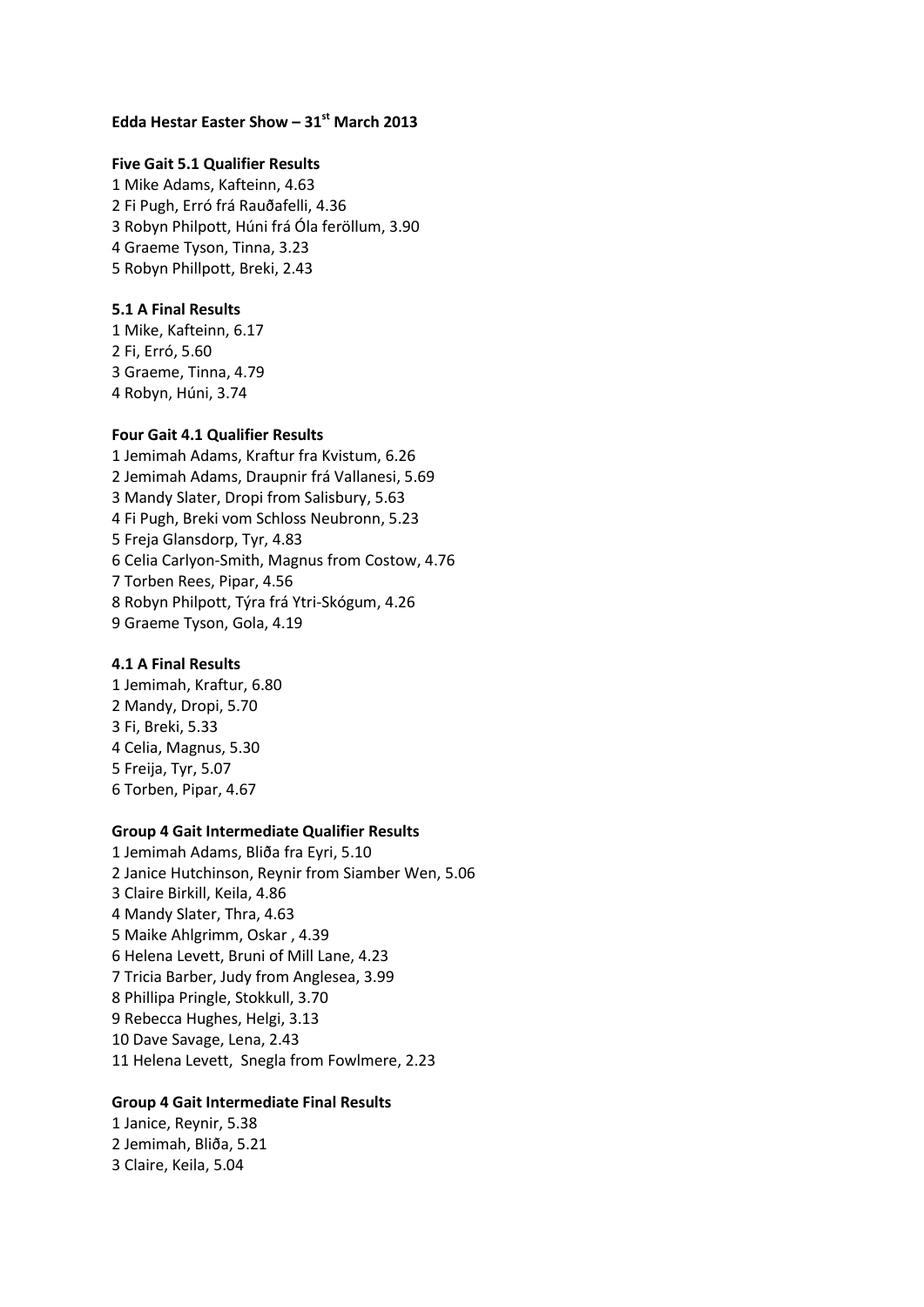# Edda Hestar Easter Show – 31st March 2013

**Five Gait 5.1 Qualifier Results**

1 Mike Adams, Kafteinn, 4.63
2 Fi Pugh, Erró frá Rauðafelli, 4.36
3 Robyn Philpott, Húni frá Óla feröllum, 3.90
4 Graeme Tyson, Tinna, 3.23
5 Robyn Phillpott, Breki, 2.43

**5.1 A Final Results**

1 Mike, Kafteinn, 6.17
2 Fi, Erró, 5.60
3 Graeme, Tinna, 4.79
4 Robyn, Húni, 3.74

**Four Gait 4.1 Qualifier Results**

1 Jemimah Adams, Kraftur fra Kvistum, 6.26
2 Jemimah Adams, Draupnir frá Vallanesi, 5.69
3 Mandy Slater, Dropi from Salisbury, 5.63
4 Fi Pugh, Breki vom Schloss Neubronn, 5.23
5 Freja Glansdorp, Tyr, 4.83
6 Celia Carlyon-Smith, Magnus from Costow, 4.76
7 Torben Rees, Pipar, 4.56
8 Robyn Philpott, Týra frá Ytri-Skógum, 4.26
9 Graeme Tyson, Gola, 4.19

**4.1 A Final Results**

1 Jemimah, Kraftur, 6.80
2 Mandy, Dropi, 5.70
3 Fi, Breki, 5.33
4 Celia, Magnus, 5.30
5 Freija, Tyr, 5.07
6 Torben, Pipar, 4.67

**Group 4 Gait Intermediate Qualifier Results**

1 Jemimah Adams, Bliða fra Eyri, 5.10
2 Janice Hutchinson, Reynir from Siamber Wen, 5.06
3 Claire Birkill, Keila, 4.86
4 Mandy Slater, Thra, 4.63
5 Maike Ahlgrimm, Oskar , 4.39
6 Helena Levett, Bruni of Mill Lane, 4.23
7 Tricia Barber, Judy from Anglesea, 3.99
8 Phillipa Pringle, Stokkull, 3.70
9 Rebecca Hughes, Helgi, 3.13
10 Dave Savage, Lena, 2.43
11 Helena Levett, Snegla from Fowlmere, 2.23

**Group 4 Gait Intermediate Final Results**

1 Janice, Reynir, 5.38
2 Jemimah, Bliða, 5.21
3 Claire, Keila, 5.04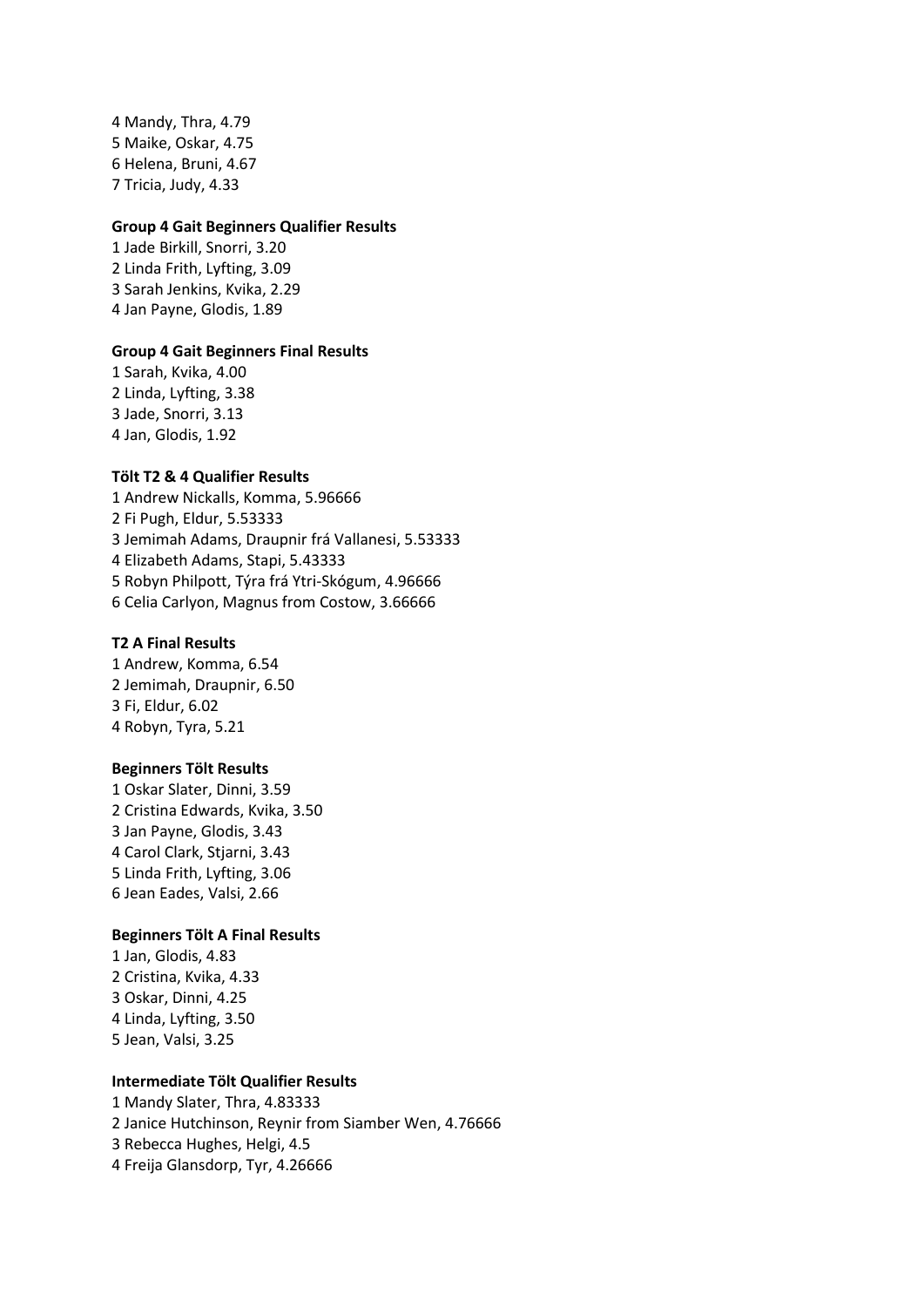4 Mandy, Thra, 4.79
5 Maike, Oskar, 4.75
6 Helena, Bruni, 4.67
7 Tricia, Judy, 4.33

**Group 4 Gait Beginners Qualifier Results**

1 Jade Birkill, Snorri, 3.20
2 Linda Frith, Lyfting, 3.09
3 Sarah Jenkins, Kvika, 2.29
4 Jan Payne, Glodis, 1.89

**Group 4 Gait Beginners Final Results**

1 Sarah, Kvika, 4.00
2 Linda, Lyfting, 3.38
3 Jade, Snorri, 3.13
4 Jan, Glodis, 1.92

**Tölt T2 & 4 Qualifier Results**

1 Andrew Nickalls, Komma, 5.96666
2 Fi Pugh, Eldur, 5.53333
3 Jemimah Adams, Draupnir frá Vallanesi, 5.53333
4 Elizabeth Adams, Stapi, 5.43333
5 Robyn Philpott, Týra frá Ytri-Skógum, 4.96666
6 Celia Carlyon, Magnus from Costow, 3.66666

**T2 A Final Results**

1 Andrew, Komma, 6.54
2 Jemimah, Draupnir, 6.50
3 Fi, Eldur, 6.02
4 Robyn, Tyra, 5.21

**Beginners Tölt Results**

1 Oskar Slater, Dinni, 3.59
2 Cristina Edwards, Kvika, 3.50
3 Jan Payne, Glodis, 3.43
4 Carol Clark, Stjarni, 3.43
5 Linda Frith, Lyfting, 3.06
6 Jean Eades, Valsi, 2.66

**Beginners Tölt A Final Results**

1 Jan, Glodis, 4.83
2 Cristina, Kvika, 4.33
3 Oskar, Dinni, 4.25
4 Linda, Lyfting, 3.50
5 Jean, Valsi, 3.25

**Intermediate Tölt Qualifier Results**

1 Mandy Slater, Thra, 4.83333
2 Janice Hutchinson, Reynir from Siamber Wen, 4.76666
3 Rebecca Hughes, Helgi, 4.5
4 Freija Glansdorp, Tyr, 4.26666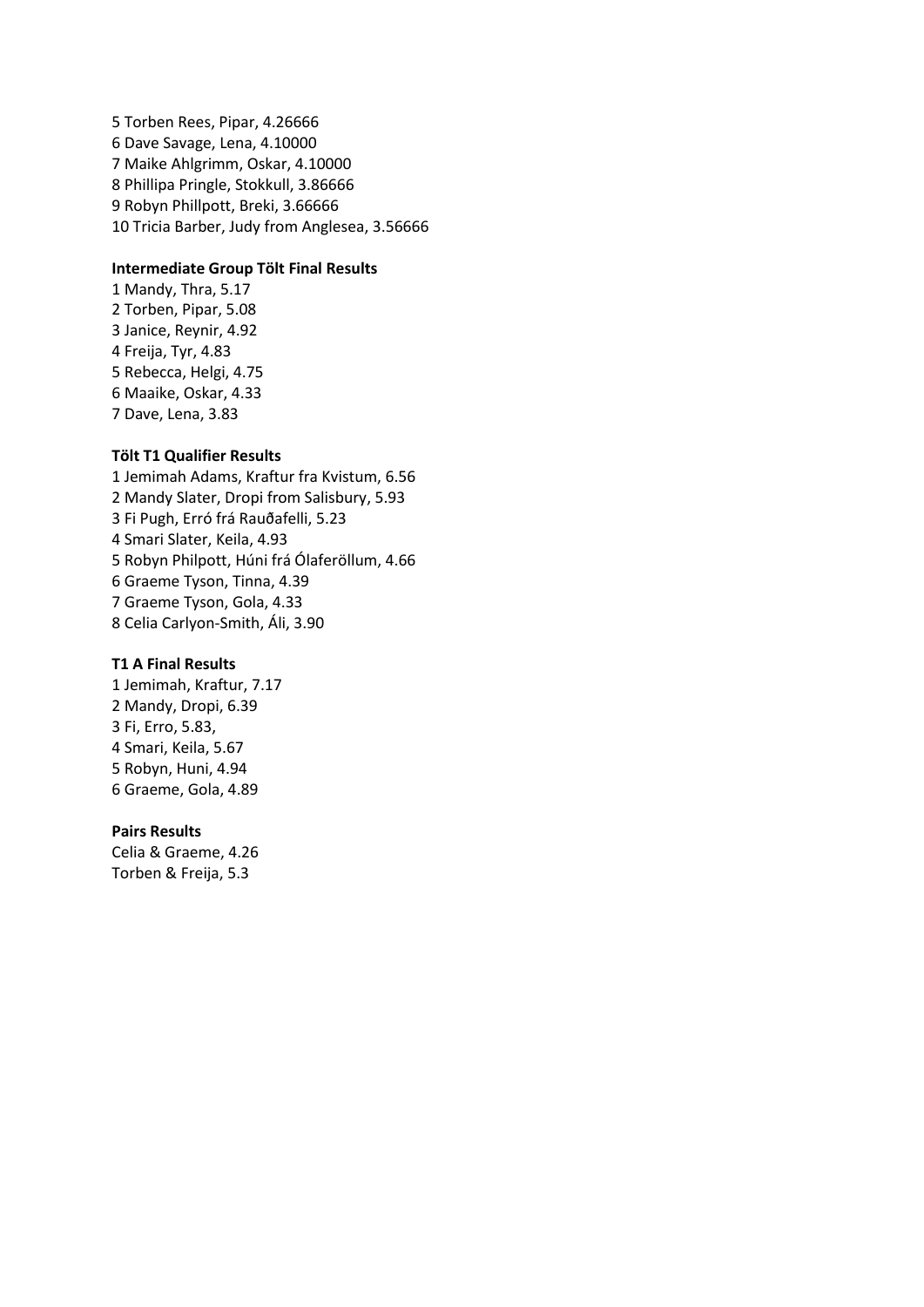5 Torben Rees, Pipar, 4.26666
6 Dave Savage, Lena, 4.10000
7 Maike Ahlgrimm, Oskar, 4.10000
8 Phillipa Pringle, Stokkull, 3.86666
9 Robyn Phillpott, Breki, 3.66666
10 Tricia Barber, Judy from Anglesea, 3.56666

**Intermediate Group Tölt Final Results**

1 Mandy, Thra, 5.17
2 Torben, Pipar, 5.08
3 Janice, Reynir, 4.92
4 Freija, Tyr, 4.83
5 Rebecca, Helgi, 4.75
6 Maaike, Oskar, 4.33
7 Dave, Lena, 3.83

**Tölt T1 Qualifier Results**

1 Jemimah Adams, Kraftur fra Kvistum, 6.56
2 Mandy Slater, Dropi from Salisbury, 5.93
3 Fi Pugh, Erró frá Rauðafelli, 5.23
4 Smari Slater, Keila, 4.93
5 Robyn Philpott, Húni frá Ólaferöllum, 4.66
6 Graeme Tyson, Tinna, 4.39
7 Graeme Tyson, Gola, 4.33
8 Celia Carlyon-Smith, Áli, 3.90

**T1 A Final Results**

1 Jemimah, Kraftur, 7.17
2 Mandy, Dropi, 6.39
3 Fi, Erro, 5.83,
4 Smari, Keila, 5.67
5 Robyn, Huni, 4.94
6 Graeme, Gola, 4.89

**Pairs Results**

Celia & Graeme, 4.26
Torben & Freija, 5.3